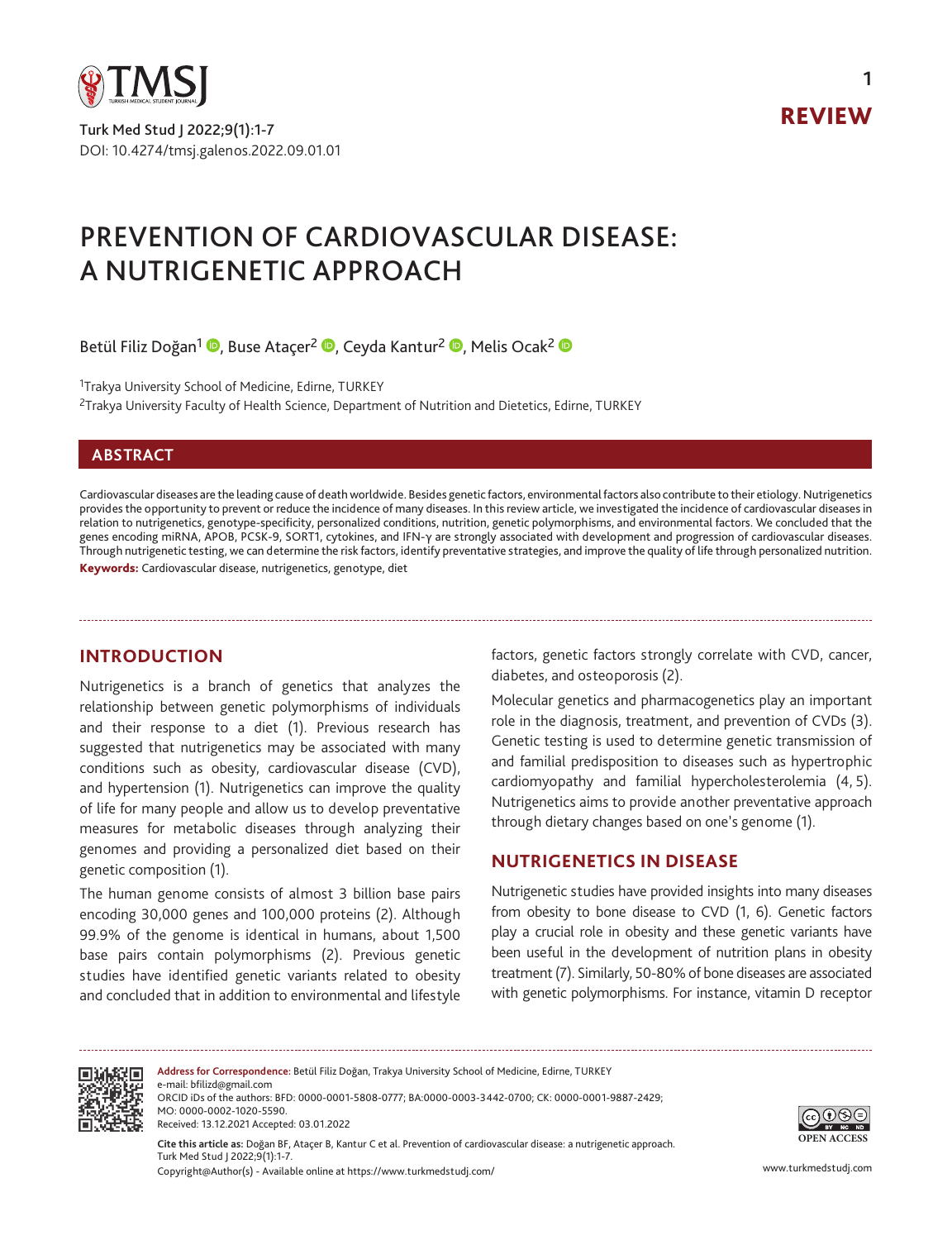REVIEW

# PREVENTION OF CARDIOVASCULAR DISEASE: A NUTRIGENETIC APPROACH

Betül Filiz Doğan[1], Buse Ataçer[2], Ceyda Kantur[2], Melis Ocak[2]

[1]Trakya University School of Medicine, Edirne, TURKEY
[2]Trakya University Faculty of Health Science, Department of Nutrition and Dietetics, Edirne, TURKEY

## ABSTRACT

Cardiovascular diseases are the leading cause of death worldwide. Besides genetic factors, environmental factors also contribute to their etiology. Nutrigenetics provides the opportunity to prevent or reduce the incidence of many diseases. In this review article, we investigated the incidence of cardiovascular diseases in relation to nutrigenetics, genotype-specificity, personalized conditions, nutrition, genetic polymorphisms, and environmental factors. We concluded that the genes encoding miRNA, APOB, PCSK-9, SORT1, cytokines, and IFN-γ are strongly associated with development and progression of cardiovascular diseases. Through nutrigenetic testing, we can determine the risk factors, identify preventative strategies, and improve the quality of life through personalized nutrition.

**Keywords:** Cardiovascular disease, nutrigenetics, genotype, diet

## INTRODUCTION

Nutrigenetics is a branch of genetics that analyzes the relationship between genetic polymorphisms of individuals and their response to a diet (1). Previous research has suggested that nutrigenetics may be associated with many conditions such as obesity, cardiovascular disease (CVD), and hypertension (1). Nutrigenetics can improve the quality of life for many people and allow us to develop preventative measures for metabolic diseases through analyzing their genomes and providing a personalized diet based on their genetic composition (1).

The human genome consists of almost 3 billion base pairs encoding 30,000 genes and 100,000 proteins (2). Although 99.9% of the genome is identical in humans, about 1,500 base pairs contain polymorphisms (2). Previous genetic studies have identified genetic variants related to obesity and concluded that in addition to environmental and lifestyle factors, genetic factors strongly correlate with CVD, cancer, diabetes, and osteoporosis (2).

Molecular genetics and pharmacogenetics play an important role in the diagnosis, treatment, and prevention of CVDs (3). Genetic testing is used to determine genetic transmission of and familial predisposition to diseases such as hypertrophic cardiomyopathy and familial hypercholesterolemia (4, 5). Nutrigenetics aims to provide another preventative approach through dietary changes based on one's genome (1).

## NUTRIGENETICS IN DISEASE

Nutrigenetic studies have provided insights into many diseases from obesity to bone disease to CVD (1, 6). Genetic factors play a crucial role in obesity and these genetic variants have been useful in the development of nutrition plans in obesity treatment (7). Similarly, 50-80% of bone diseases are associated with genetic polymorphisms. For instance, vitamin D receptor

**Address for Correspondence:** Betül Filiz Doğan, Trakya University School of Medicine, Edirne, TURKEY
e-mail: bfilizd@gmail.com
ORCID iDs of the authors: BFD: 0000-0001-5808-0777; BA:0000-0003-3442-0700; CK: 0000-0001-9887-2429; MO: 0000-0002-1020-5590.
Received: 13.12.2021 Accepted: 03.01.2022

**Cite this article as:** Doğan BF, Ataçer B, Kantur C et al. Prevention of cardiovascular disease: a nutrigenetic approach. Turk Med Stud J 2022;9(1):1-7.
Copyright@Author(s) - Available online at https://www.turkmedstudj.com/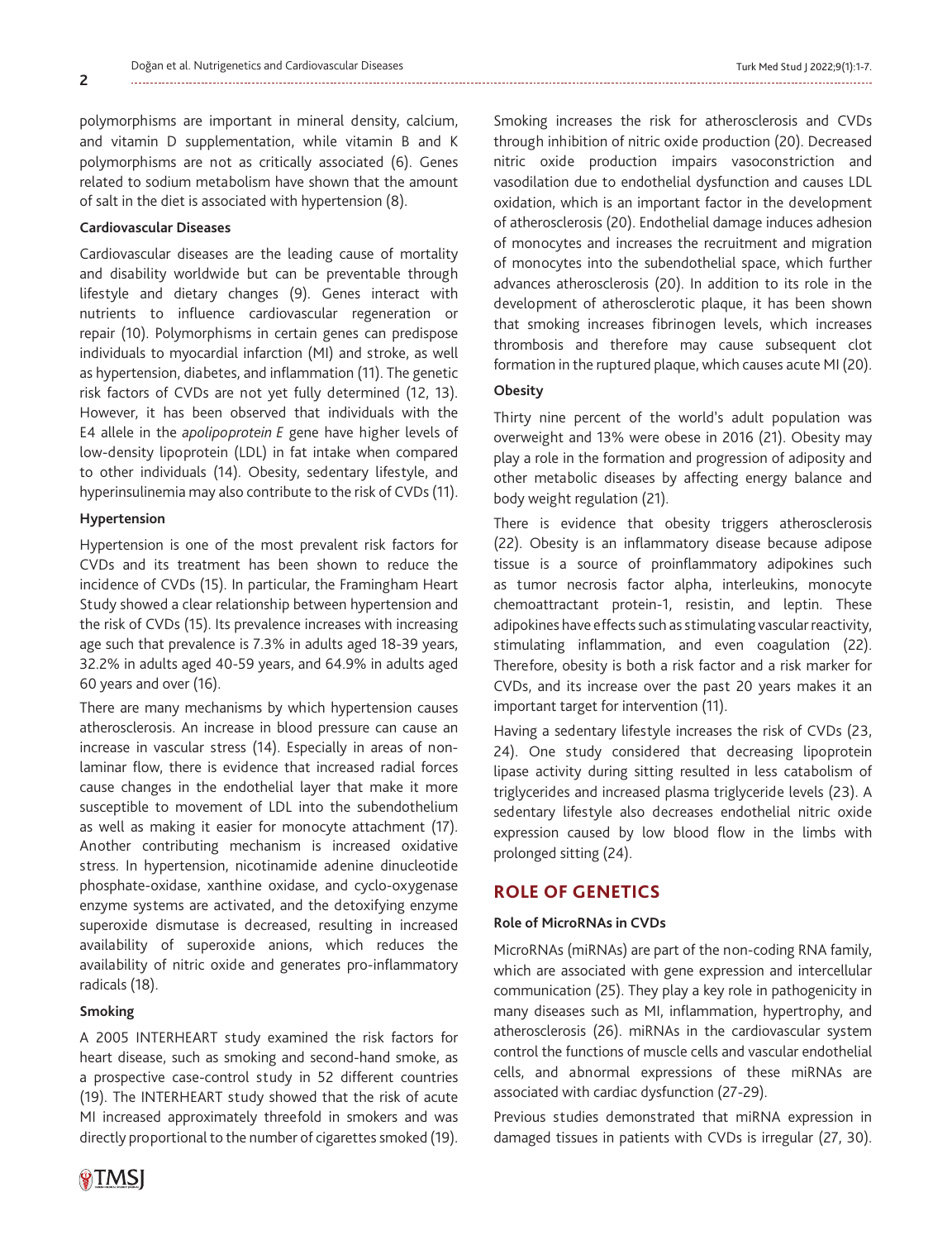polymorphisms are important in mineral density, calcium, and vitamin D supplementation, while vitamin B and K polymorphisms are not as critically associated (6). Genes related to sodium metabolism have shown that the amount of salt in the diet is associated with hypertension (8).

### Cardiovascular Diseases

Cardiovascular diseases are the leading cause of mortality and disability worldwide but can be preventable through lifestyle and dietary changes (9). Genes interact with nutrients to influence cardiovascular regeneration or repair (10). Polymorphisms in certain genes can predispose individuals to myocardial infarction (MI) and stroke, as well as hypertension, diabetes, and inflammation (11). The genetic risk factors of CVDs are not yet fully determined (12, 13). However, it has been observed that individuals with the E4 allele in the *apolipoprotein E* gene have higher levels of low-density lipoprotein (LDL) in fat intake when compared to other individuals (14). Obesity, sedentary lifestyle, and hyperinsulinemia may also contribute to the risk of CVDs (11).

### Hypertension

Hypertension is one of the most prevalent risk factors for CVDs and its treatment has been shown to reduce the incidence of CVDs (15). In particular, the Framingham Heart Study showed a clear relationship between hypertension and the risk of CVDs (15). Its prevalence increases with increasing age such that prevalence is 7.3% in adults aged 18-39 years, 32.2% in adults aged 40-59 years, and 64.9% in adults aged 60 years and over (16).

There are many mechanisms by which hypertension causes atherosclerosis. An increase in blood pressure can cause an increase in vascular stress (14). Especially in areas of non-laminar flow, there is evidence that increased radial forces cause changes in the endothelial layer that make it more susceptible to movement of LDL into the subendothelium as well as making it easier for monocyte attachment (17). Another contributing mechanism is increased oxidative stress. In hypertension, nicotinamide adenine dinucleotide phosphate-oxidase, xanthine oxidase, and cyclo-oxygenase enzyme systems are activated, and the detoxifying enzyme superoxide dismutase is decreased, resulting in increased availability of superoxide anions, which reduces the availability of nitric oxide and generates pro-inflammatory radicals (18).

### Smoking

A 2005 INTERHEART study examined the risk factors for heart disease, such as smoking and second-hand smoke, as a prospective case-control study in 52 different countries (19). The INTERHEART study showed that the risk of acute MI increased approximately threefold in smokers and was directly proportional to the number of cigarettes smoked (19). Smoking increases the risk for atherosclerosis and CVDs through inhibition of nitric oxide production (20). Decreased nitric oxide production impairs vasoconstriction and vasodilation due to endothelial dysfunction and causes LDL oxidation, which is an important factor in the development of atherosclerosis (20). Endothelial damage induces adhesion of monocytes and increases the recruitment and migration of monocytes into the subendothelial space, which further advances atherosclerosis (20). In addition to its role in the development of atherosclerotic plaque, it has been shown that smoking increases fibrinogen levels, which increases thrombosis and therefore may cause subsequent clot formation in the ruptured plaque, which causes acute MI (20).

### Obesity

Thirty nine percent of the world's adult population was overweight and 13% were obese in 2016 (21). Obesity may play a role in the formation and progression of adiposity and other metabolic diseases by affecting energy balance and body weight regulation (21).

There is evidence that obesity triggers atherosclerosis (22). Obesity is an inflammatory disease because adipose tissue is a source of proinflammatory adipokines such as tumor necrosis factor alpha, interleukins, monocyte chemoattractant protein-1, resistin, and leptin. These adipokines have effects such as stimulating vascular reactivity, stimulating inflammation, and even coagulation (22). Therefore, obesity is both a risk factor and a risk marker for CVDs, and its increase over the past 20 years makes it an important target for intervention (11).

Having a sedentary lifestyle increases the risk of CVDs (23, 24). One study considered that decreasing lipoprotein lipase activity during sitting resulted in less catabolism of triglycerides and increased plasma triglyceride levels (23). A sedentary lifestyle also decreases endothelial nitric oxide expression caused by low blood flow in the limbs with prolonged sitting (24).

## ROLE OF GENETICS

### Role of MicroRNAs in CVDs

MicroRNAs (miRNAs) are part of the non-coding RNA family, which are associated with gene expression and intercellular communication (25). They play a key role in pathogenicity in many diseases such as MI, inflammation, hypertrophy, and atherosclerosis (26). miRNAs in the cardiovascular system control the functions of muscle cells and vascular endothelial cells, and abnormal expressions of these miRNAs are associated with cardiac dysfunction (27-29).

Previous studies demonstrated that miRNA expression in damaged tissues in patients with CVDs is irregular (27, 30).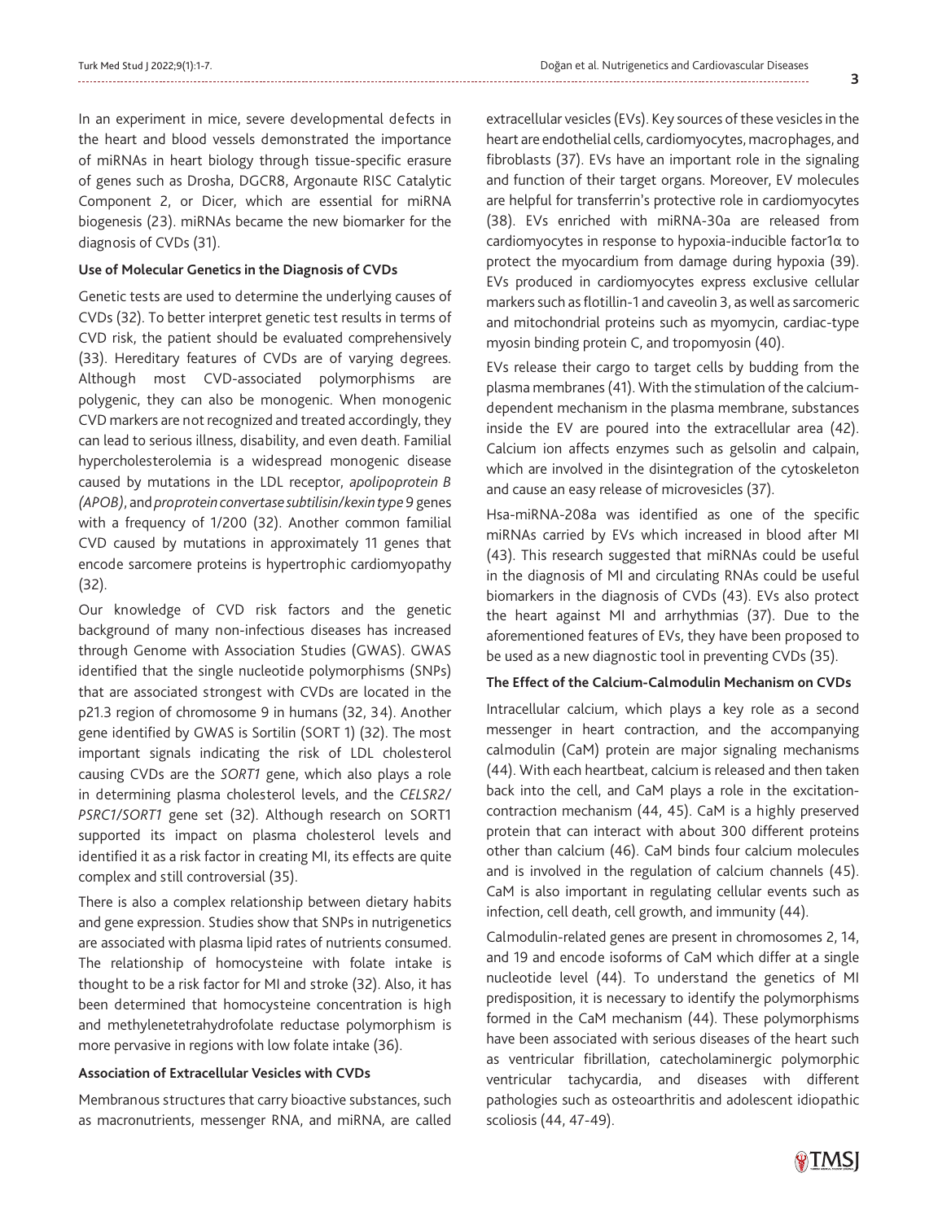In an experiment in mice, severe developmental defects in the heart and blood vessels demonstrated the importance of miRNAs in heart biology through tissue-specific erasure of genes such as Drosha, DGCR8, Argonaute RISC Catalytic Component 2, or Dicer, which are essential for miRNA biogenesis (23). miRNAs became the new biomarker for the diagnosis of CVDs (31).

### Use of Molecular Genetics in the Diagnosis of CVDs

Genetic tests are used to determine the underlying causes of CVDs (32). To better interpret genetic test results in terms of CVD risk, the patient should be evaluated comprehensively (33). Hereditary features of CVDs are of varying degrees. Although most CVD-associated polymorphisms are polygenic, they can also be monogenic. When monogenic CVD markers are not recognized and treated accordingly, they can lead to serious illness, disability, and even death. Familial hypercholesterolemia is a widespread monogenic disease caused by mutations in the LDL receptor, *apolipoprotein B (APOB)*, and *proprotein convertase subtilisin/kexin type 9* genes with a frequency of 1/200 (32). Another common familial CVD caused by mutations in approximately 11 genes that encode sarcomere proteins is hypertrophic cardiomyopathy (32).

Our knowledge of CVD risk factors and the genetic background of many non-infectious diseases has increased through Genome with Association Studies (GWAS). GWAS identified that the single nucleotide polymorphisms (SNPs) that are associated strongest with CVDs are located in the p21.3 region of chromosome 9 in humans (32, 34). Another gene identified by GWAS is Sortilin (SORT 1) (32). The most important signals indicating the risk of LDL cholesterol causing CVDs are the *SORT1* gene, which also plays a role in determining plasma cholesterol levels, and the *CELSR2/PSRC1/SORT1* gene set (32). Although research on SORT1 supported its impact on plasma cholesterol levels and identified it as a risk factor in creating MI, its effects are quite complex and still controversial (35).

There is also a complex relationship between dietary habits and gene expression. Studies show that SNPs in nutrigenetics are associated with plasma lipid rates of nutrients consumed. The relationship of homocysteine with folate intake is thought to be a risk factor for MI and stroke (32). Also, it has been determined that homocysteine concentration is high and methylenetetrahydrofolate reductase polymorphism is more pervasive in regions with low folate intake (36).

### Association of Extracellular Vesicles with CVDs

Membranous structures that carry bioactive substances, such as macronutrients, messenger RNA, and miRNA, are called extracellular vesicles (EVs). Key sources of these vesicles in the heart are endothelial cells, cardiomyocytes, macrophages, and fibroblasts (37). EVs have an important role in the signaling and function of their target organs. Moreover, EV molecules are helpful for transferrin's protective role in cardiomyocytes (38). EVs enriched with miRNA-30a are released from cardiomyocytes in response to hypoxia-inducible factor1α to protect the myocardium from damage during hypoxia (39). EVs produced in cardiomyocytes express exclusive cellular markers such as flotillin-1 and caveolin 3, as well as sarcomeric and mitochondrial proteins such as myomycin, cardiac-type myosin binding protein C, and tropomyosin (40).

EVs release their cargo to target cells by budding from the plasma membranes (41). With the stimulation of the calcium-dependent mechanism in the plasma membrane, substances inside the EV are poured into the extracellular area (42). Calcium ion affects enzymes such as gelsolin and calpain, which are involved in the disintegration of the cytoskeleton and cause an easy release of microvesicles (37).

Hsa-miRNA-208a was identified as one of the specific miRNAs carried by EVs which increased in blood after MI (43). This research suggested that miRNAs could be useful in the diagnosis of MI and circulating RNAs could be useful biomarkers in the diagnosis of CVDs (43). EVs also protect the heart against MI and arrhythmias (37). Due to the aforementioned features of EVs, they have been proposed to be used as a new diagnostic tool in preventing CVDs (35).

### The Effect of the Calcium-Calmodulin Mechanism on CVDs

Intracellular calcium, which plays a key role as a second messenger in heart contraction, and the accompanying calmodulin (CaM) protein are major signaling mechanisms (44). With each heartbeat, calcium is released and then taken back into the cell, and CaM plays a role in the excitation-contraction mechanism (44, 45). CaM is a highly preserved protein that can interact with about 300 different proteins other than calcium (46). CaM binds four calcium molecules and is involved in the regulation of calcium channels (45). CaM is also important in regulating cellular events such as infection, cell death, cell growth, and immunity (44).

Calmodulin-related genes are present in chromosomes 2, 14, and 19 and encode isoforms of CaM which differ at a single nucleotide level (44). To understand the genetics of MI predisposition, it is necessary to identify the polymorphisms formed in the CaM mechanism (44). These polymorphisms have been associated with serious diseases of the heart such as ventricular fibrillation, catecholaminergic polymorphic ventricular tachycardia, and diseases with different pathologies such as osteoarthritis and adolescent idiopathic scoliosis (44, 47-49).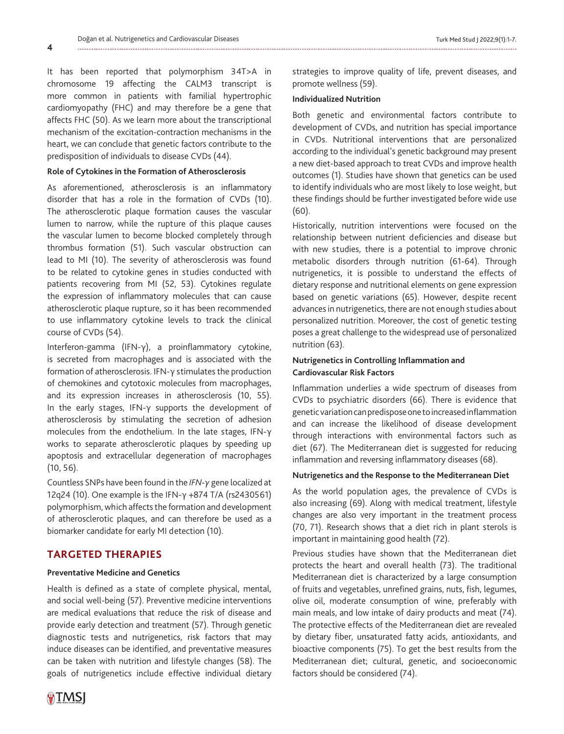It has been reported that polymorphism 34T>A in chromosome 19 affecting the CALM3 transcript is more common in patients with familial hypertrophic cardiomyopathy (FHC) and may therefore be a gene that affects FHC (50). As we learn more about the transcriptional mechanism of the excitation-contraction mechanisms in the heart, we can conclude that genetic factors contribute to the predisposition of individuals to disease CVDs (44).

**Role of Cytokines in the Formation of Atherosclerosis**

As aforementioned, atherosclerosis is an inflammatory disorder that has a role in the formation of CVDs (10). The atherosclerotic plaque formation causes the vascular lumen to narrow, while the rupture of this plaque causes the vascular lumen to become blocked completely through thrombus formation (51). Such vascular obstruction can lead to MI (10). The severity of atherosclerosis was found to be related to cytokine genes in studies conducted with patients recovering from MI (52, 53). Cytokines regulate the expression of inflammatory molecules that can cause atherosclerotic plaque rupture, so it has been recommended to use inflammatory cytokine levels to track the clinical course of CVDs (54).

Interferon-gamma (IFN-γ), a proinflammatory cytokine, is secreted from macrophages and is associated with the formation of atherosclerosis. IFN-γ stimulates the production of chemokines and cytotoxic molecules from macrophages, and its expression increases in atherosclerosis (10, 55). In the early stages, IFN-γ supports the development of atherosclerosis by stimulating the secretion of adhesion molecules from the endothelium. In the late stages, IFN-γ works to separate atherosclerotic plaques by speeding up apoptosis and extracellular degeneration of macrophages (10, 56).

Countless SNPs have been found in the *IFN-γ* gene localized at 12q24 (10). One example is the IFN-γ +874 T/A (rs2430561) polymorphism, which affects the formation and development of atherosclerotic plaques, and can therefore be used as a biomarker candidate for early MI detection (10).

## TARGETED THERAPIES

**Preventative Medicine and Genetics**

Health is defined as a state of complete physical, mental, and social well-being (57). Preventive medicine interventions are medical evaluations that reduce the risk of disease and provide early detection and treatment (57). Through genetic diagnostic tests and nutrigenetics, risk factors that may induce diseases can be identified, and preventative measures can be taken with nutrition and lifestyle changes (58). The goals of nutrigenetics include effective individual dietary strategies to improve quality of life, prevent diseases, and promote wellness (59).

**Individualized Nutrition**

Both genetic and environmental factors contribute to development of CVDs, and nutrition has special importance in CVDs. Nutritional interventions that are personalized according to the individual's genetic background may present a new diet-based approach to treat CVDs and improve health outcomes (1). Studies have shown that genetics can be used to identify individuals who are most likely to lose weight, but these findings should be further investigated before wide use (60).

Historically, nutrition interventions were focused on the relationship between nutrient deficiencies and disease but with new studies, there is a potential to improve chronic metabolic disorders through nutrition (61-64). Through nutrigenetics, it is possible to understand the effects of dietary response and nutritional elements on gene expression based on genetic variations (65). However, despite recent advances in nutrigenetics, there are not enough studies about personalized nutrition. Moreover, the cost of genetic testing poses a great challenge to the widespread use of personalized nutrition (63).

**Nutrigenetics in Controlling Inflammation and Cardiovascular Risk Factors**

Inflammation underlies a wide spectrum of diseases from CVDs to psychiatric disorders (66). There is evidence that genetic variation can predispose one to increased inflammation and can increase the likelihood of disease development through interactions with environmental factors such as diet (67). The Mediterranean diet is suggested for reducing inflammation and reversing inflammatory diseases (68).

**Nutrigenetics and the Response to the Mediterranean Diet**

As the world population ages, the prevalence of CVDs is also increasing (69). Along with medical treatment, lifestyle changes are also very important in the treatment process (70, 71). Research shows that a diet rich in plant sterols is important in maintaining good health (72).

Previous studies have shown that the Mediterranean diet protects the heart and overall health (73). The traditional Mediterranean diet is characterized by a large consumption of fruits and vegetables, unrefined grains, nuts, fish, legumes, olive oil, moderate consumption of wine, preferably with main meals, and low intake of dairy products and meat (74). The protective effects of the Mediterranean diet are revealed by dietary fiber, unsaturated fatty acids, antioxidants, and bioactive components (75). To get the best results from the Mediterranean diet; cultural, genetic, and socioeconomic factors should be considered (74).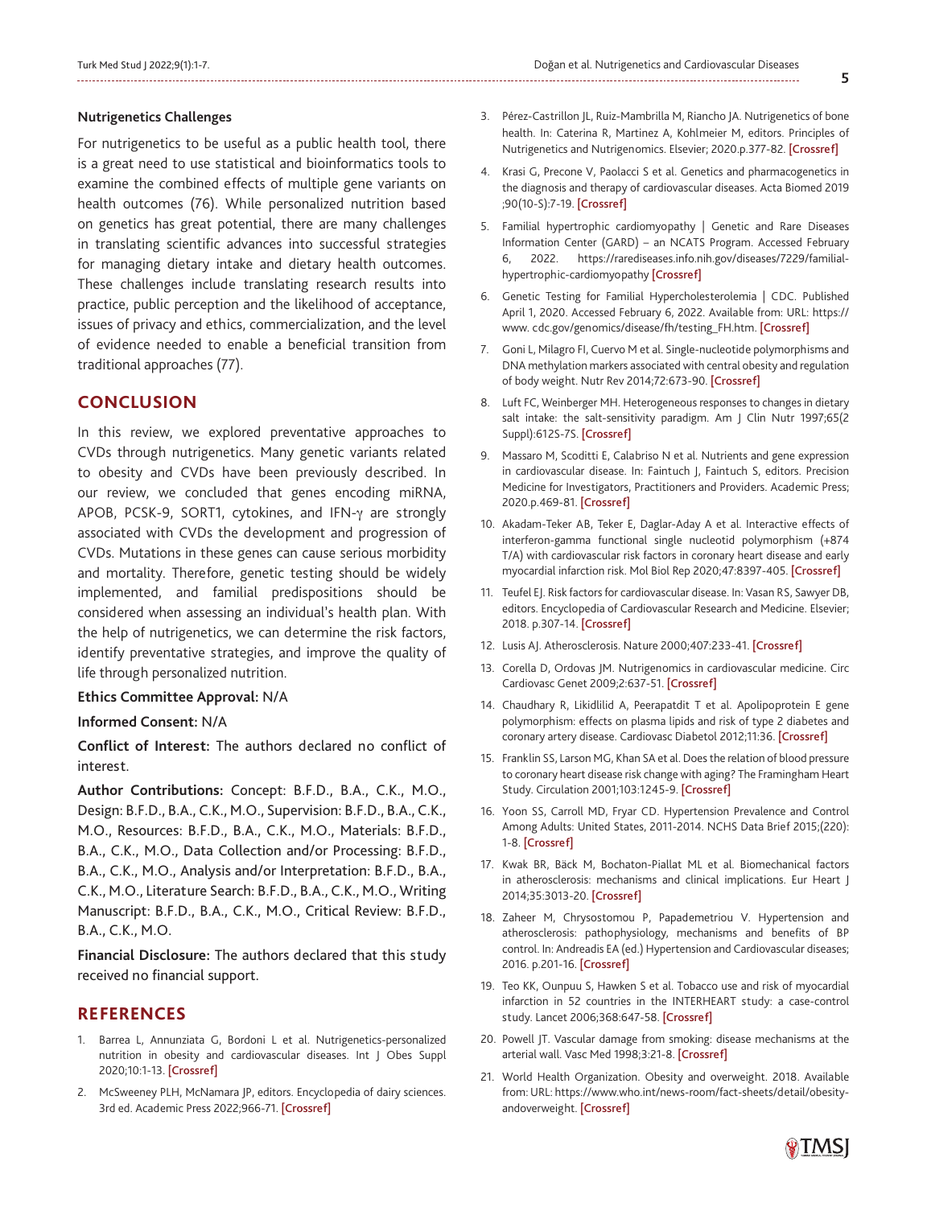### Nutrigenetics Challenges

For nutrigenetics to be useful as a public health tool, there is a great need to use statistical and bioinformatics tools to examine the combined effects of multiple gene variants on health outcomes (76). While personalized nutrition based on genetics has great potential, there are many challenges in translating scientific advances into successful strategies for managing dietary intake and dietary health outcomes. These challenges include translating research results into practice, public perception and the likelihood of acceptance, issues of privacy and ethics, commercialization, and the level of evidence needed to enable a beneficial transition from traditional approaches (77).

## CONCLUSION

In this review, we explored preventative approaches to CVDs through nutrigenetics. Many genetic variants related to obesity and CVDs have been previously described. In our review, we concluded that genes encoding miRNA, APOB, PCSK-9, SORT1, cytokines, and IFN-γ are strongly associated with CVDs the development and progression of CVDs. Mutations in these genes can cause serious morbidity and mortality. Therefore, genetic testing should be widely implemented, and familial predispositions should be considered when assessing an individual's health plan. With the help of nutrigenetics, we can determine the risk factors, identify preventative strategies, and improve the quality of life through personalized nutrition.

**Ethics Committee Approval:** N/A

**Informed Consent:** N/A

**Conflict of Interest:** The authors declared no conflict of interest.

**Author Contributions:** Concept: B.F.D., B.A., C.K., M.O., Design: B.F.D., B.A., C.K., M.O., Supervision: B.F.D., B.A., C.K., M.O., Resources: B.F.D., B.A., C.K., M.O., Materials: B.F.D., B.A., C.K., M.O., Data Collection and/or Processing: B.F.D., B.A., C.K., M.O., Analysis and/or Interpretation: B.F.D., B.A., C.K., M.O., Literature Search: B.F.D., B.A., C.K., M.O., Writing Manuscript: B.F.D., B.A., C.K., M.O., Critical Review: B.F.D., B.A., C.K., M.O.

**Financial Disclosure:** The authors declared that this study received no financial support.

## REFERENCES

1. Barrea L, Annunziata G, Bordoni L et al. Nutrigenetics-personalized nutrition in obesity and cardiovascular diseases. Int J Obes Suppl 2020;10:1-13. [Crossref]
2. McSweeney PLH, McNamara JP, editors. Encyclopedia of dairy sciences. 3rd ed. Academic Press 2022;966-71. [Crossref]
3. Pérez-Castrillon JL, Ruiz-Mambrilla M, Riancho JA. Nutrigenetics of bone health. In: Caterina R, Martinez A, Kohlmeier M, editors. Principles of Nutrigenetics and Nutrigenomics. Elsevier; 2020.p.377-82. [Crossref]
4. Krasi G, Precone V, Paolacci S et al. Genetics and pharmacogenetics in the diagnosis and therapy of cardiovascular diseases. Acta Biomed 2019 ;90(10-S):7-19. [Crossref]
5. Familial hypertrophic cardiomyopathy | Genetic and Rare Diseases Information Center (GARD) – an NCATS Program. Accessed February 6, 2022. https://rarediseases.info.nih.gov/diseases/7229/familial-hypertrophic-cardiomyopathy [Crossref]
6. Genetic Testing for Familial Hypercholesterolemia | CDC. Published April 1, 2020. Accessed February 6, 2022. Available from: URL: https://www. cdc.gov/genomics/disease/fh/testing_FH.htm. [Crossref]
7. Goni L, Milagro FI, Cuervo M et al. Single-nucleotide polymorphisms and DNA methylation markers associated with central obesity and regulation of body weight. Nutr Rev 2014;72:673-90. [Crossref]
8. Luft FC, Weinberger MH. Heterogeneous responses to changes in dietary salt intake: the salt-sensitivity paradigm. Am J Clin Nutr 1997;65(2 Suppl):612S-7S. [Crossref]
9. Massaro M, Scoditti E, Calabriso N et al. Nutrients and gene expression in cardiovascular disease. In: Faintuch J, Faintuch S, editors. Precision Medicine for Investigators, Practitioners and Providers. Academic Press; 2020.p.469-81. [Crossref]
10. Akadam-Teker AB, Teker E, Daglar-Aday A et al. Interactive effects of interferon-gamma functional single nucleotid polymorphism (+874 T/A) with cardiovascular risk factors in coronary heart disease and early myocardial infarction risk. Mol Biol Rep 2020;47:8397-405. [Crossref]
11. Teufel EJ. Risk factors for cardiovascular disease. In: Vasan RS, Sawyer DB, editors. Encyclopedia of Cardiovascular Research and Medicine. Elsevier; 2018. p.307-14. [Crossref]
12. Lusis AJ. Atherosclerosis. Nature 2000;407:233-41. [Crossref]
13. Corella D, Ordovas JM. Nutrigenomics in cardiovascular medicine. Circ Cardiovasc Genet 2009;2:637-51. [Crossref]
14. Chaudhary R, Likidlilid A, Peerapatdit T et al. Apolipoprotein E gene polymorphism: effects on plasma lipids and risk of type 2 diabetes and coronary artery disease. Cardiovasc Diabetol 2012;11:36. [Crossref]
15. Franklin SS, Larson MG, Khan SA et al. Does the relation of blood pressure to coronary heart disease risk change with aging? The Framingham Heart Study. Circulation 2001;103:1245-9. [Crossref]
16. Yoon SS, Carroll MD, Fryar CD. Hypertension Prevalence and Control Among Adults: United States, 2011-2014. NCHS Data Brief 2015;(220): 1-8. [Crossref]
17. Kwak BR, Bäck M, Bochaton-Piallat ML et al. Biomechanical factors in atherosclerosis: mechanisms and clinical implications. Eur Heart J 2014;35:3013-20. [Crossref]
18. Zaheer M, Chrysostomou P, Papademetriou V. Hypertension and atherosclerosis: pathophysiology, mechanisms and benefits of BP control. In: Andreadis EA (ed.) Hypertension and Cardiovascular diseases; 2016. p.201-16. [Crossref]
19. Teo KK, Ounpuu S, Hawken S et al. Tobacco use and risk of myocardial infarction in 52 countries in the INTERHEART study: a case-control study. Lancet 2006;368:647-58. [Crossref]
20. Powell JT. Vascular damage from smoking: disease mechanisms at the arterial wall. Vasc Med 1998;3:21-8. [Crossref]
21. World Health Organization. Obesity and overweight. 2018. Available from: URL: https://www.who.int/news-room/fact-sheets/detail/obesity-andoverweight. [Crossref]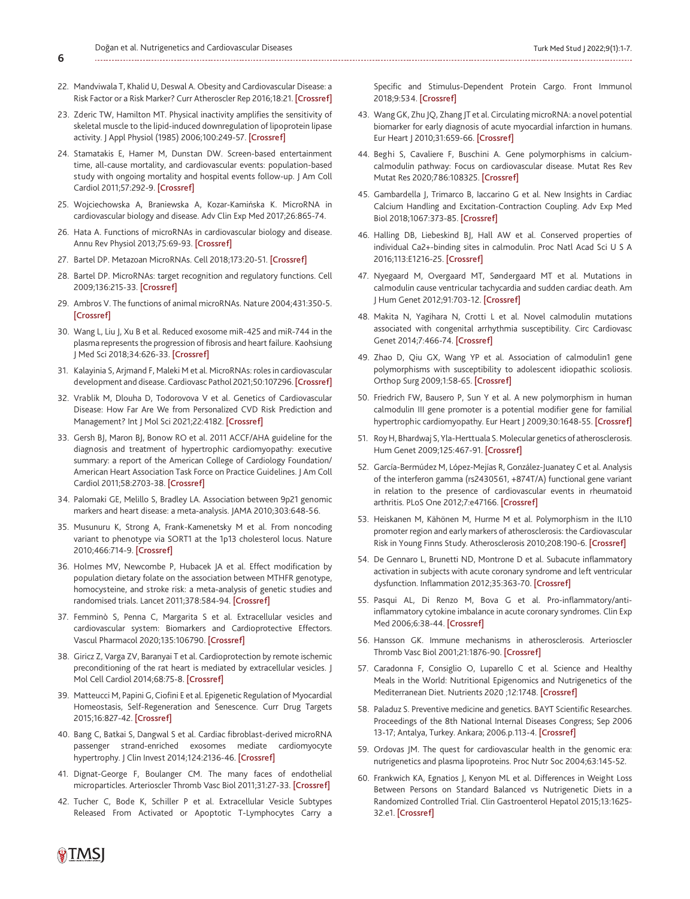22. Mandviwala T, Khalid U, Deswal A. Obesity and Cardiovascular Disease: a Risk Factor or a Risk Marker? Curr Atheroscler Rep 2016;18:21. [Crossref]
23. Zderic TW, Hamilton MT. Physical inactivity amplifies the sensitivity of skeletal muscle to the lipid-induced downregulation of lipoprotein lipase activity. J Appl Physiol (1985) 2006;100:249-57. [Crossref]
24. Stamatakis E, Hamer M, Dunstan DW. Screen-based entertainment time, all-cause mortality, and cardiovascular events: population-based study with ongoing mortality and hospital events follow-up. J Am Coll Cardiol 2011;57:292-9. [Crossref]
25. Wojciechowska A, Braniewska A, Kozar-Kamińska K. MicroRNA in cardiovascular biology and disease. Adv Clin Exp Med 2017;26:865-74.
26. Hata A. Functions of microRNAs in cardiovascular biology and disease. Annu Rev Physiol 2013;75:69-93. [Crossref]
27. Bartel DP. Metazoan MicroRNAs. Cell 2018;173:20-51. [Crossref]
28. Bartel DP. MicroRNAs: target recognition and regulatory functions. Cell 2009;136:215-33. [Crossref]
29. Ambros V. The functions of animal microRNAs. Nature 2004;431:350-5. [Crossref]
30. Wang L, Liu J, Xu B et al. Reduced exosome miR-425 and miR-744 in the plasma represents the progression of fibrosis and heart failure. Kaohsiung J Med Sci 2018;34:626-33. [Crossref]
31. Kalayinia S, Arjmand F, Maleki M et al. MicroRNAs: roles in cardiovascular development and disease. Cardiovasc Pathol 2021;50:107296. [Crossref]
32. Vrablik M, Dlouha D, Todorovova V et al. Genetics of Cardiovascular Disease: How Far Are We from Personalized CVD Risk Prediction and Management? Int J Mol Sci 2021;22:4182. [Crossref]
33. Gersh BJ, Maron BJ, Bonow RO et al. 2011 ACCF/AHA guideline for the diagnosis and treatment of hypertrophic cardiomyopathy: executive summary: a report of the American College of Cardiology Foundation/American Heart Association Task Force on Practice Guidelines. J Am Coll Cardiol 2011;58:2703-38. [Crossref]
34. Palomaki GE, Melillo S, Bradley LA. Association between 9p21 genomic markers and heart disease: a meta-analysis. JAMA 2010;303:648-56.
35. Musunuru K, Strong A, Frank-Kamenetsky M et al. From noncoding variant to phenotype via SORT1 at the 1p13 cholesterol locus. Nature 2010;466:714-9. [Crossref]
36. Holmes MV, Newcombe P, Hubacek JA et al. Effect modification by population dietary folate on the association between MTHFR genotype, homocysteine, and stroke risk: a meta-analysis of genetic studies and randomised trials. Lancet 2011;378:584-94. [Crossref]
37. Femminò S, Penna C, Margarita S et al. Extracellular vesicles and cardiovascular system: Biomarkers and Cardioprotective Effectors. Vascul Pharmacol 2020;135:106790. [Crossref]
38. Giricz Z, Varga ZV, Baranyai T et al. Cardioprotection by remote ischemic preconditioning of the rat heart is mediated by extracellular vesicles. J Mol Cell Cardiol 2014;68:75-8. [Crossref]
39. Matteucci M, Papini G, Ciofini E et al. Epigenetic Regulation of Myocardial Homeostasis, Self-Regeneration and Senescence. Curr Drug Targets 2015;16:827-42. [Crossref]
40. Bang C, Batkai S, Dangwal S et al. Cardiac fibroblast-derived microRNA passenger strand-enriched exosomes mediate cardiomyocyte hypertrophy. J Clin Invest 2014;124:2136-46. [Crossref]
41. Dignat-George F, Boulanger CM. The many faces of endothelial microparticles. Arterioscler Thromb Vasc Biol 2011;31:27-33. [Crossref]
42. Tucher C, Bode K, Schiller P et al. Extracellular Vesicle Subtypes Released From Activated or Apoptotic T-Lymphocytes Carry a Specific and Stimulus-Dependent Protein Cargo. Front Immunol 2018;9:534. [Crossref]
43. Wang GK, Zhu JQ, Zhang JT et al. Circulating microRNA: a novel potential biomarker for early diagnosis of acute myocardial infarction in humans. Eur Heart J 2010;31:659-66. [Crossref]
44. Beghi S, Cavaliere F, Buschini A. Gene polymorphisms in calcium-calmodulin pathway: Focus on cardiovascular disease. Mutat Res Rev Mutat Res 2020;786:108325. [Crossref]
45. Gambardella J, Trimarco B, Iaccarino G et al. New Insights in Cardiac Calcium Handling and Excitation-Contraction Coupling. Adv Exp Med Biol 2018;1067:373-85. [Crossref]
46. Halling DB, Liebeskind BJ, Hall AW et al. Conserved properties of individual Ca2+-binding sites in calmodulin. Proc Natl Acad Sci U S A 2016;113:E1216-25. [Crossref]
47. Nyegaard M, Overgaard MT, Søndergaard MT et al. Mutations in calmodulin cause ventricular tachycardia and sudden cardiac death. Am J Hum Genet 2012;91:703-12. [Crossref]
48. Makita N, Yagihara N, Crotti L et al. Novel calmodulin mutations associated with congenital arrhythmia susceptibility. Circ Cardiovasc Genet 2014;7:466-74. [Crossref]
49. Zhao D, Qiu GX, Wang YP et al. Association of calmodulin1 gene polymorphisms with susceptibility to adolescent idiopathic scoliosis. Orthop Surg 2009;1:58-65. [Crossref]
50. Friedrich FW, Bausero P, Sun Y et al. A new polymorphism in human calmodulin III gene promoter is a potential modifier gene for familial hypertrophic cardiomyopathy. Eur Heart J 2009;30:1648-55. [Crossref]
51. Roy H, Bhardwaj S, Yla-Herttuala S. Molecular genetics of atherosclerosis. Hum Genet 2009;125:467-91. [Crossref]
52. García-Bermúdez M, López-Mejías R, González-Juanatey C et al. Analysis of the interferon gamma (rs2430561, +874T/A) functional gene variant in relation to the presence of cardiovascular events in rheumatoid arthritis. PLoS One 2012;7:e47166. [Crossref]
53. Heiskanen M, Kähönen M, Hurme M et al. Polymorphism in the IL10 promoter region and early markers of atherosclerosis: the Cardiovascular Risk in Young Finns Study. Atherosclerosis 2010;208:190-6. [Crossref]
54. De Gennaro L, Brunetti ND, Montrone D et al. Subacute inflammatory activation in subjects with acute coronary syndrome and left ventricular dysfunction. Inflammation 2012;35:363-70. [Crossref]
55. Pasqui AL, Di Renzo M, Bova G et al. Pro-inflammatory/anti-inflammatory cytokine imbalance in acute coronary syndromes. Clin Exp Med 2006;6:38-44. [Crossref]
56. Hansson GK. Immune mechanisms in atherosclerosis. Arterioscler Thromb Vasc Biol 2001;21:1876-90. [Crossref]
57. Caradonna F, Consiglio O, Luparello C et al. Science and Healthy Meals in the World: Nutritional Epigenomics and Nutrigenetics of the Mediterranean Diet. Nutrients 2020 ;12:1748. [Crossref]
58. Paladuz S. Preventive medicine and genetics. BAYT Scientific Researches. Proceedings of the 8th National Internal Diseases Congress; Sep 2006 13-17; Antalya, Turkey. Ankara; 2006.p.113-4. [Crossref]
59. Ordovas JM. The quest for cardiovascular health in the genomic era: nutrigenetics and plasma lipoproteins. Proc Nutr Soc 2004;63:145-52.
60. Frankwich KA, Egnatios J, Kenyon ML et al. Differences in Weight Loss Between Persons on Standard Balanced vs Nutrigenetic Diets in a Randomized Controlled Trial. Clin Gastroenterol Hepatol 2015;13:1625-32.e1. [Crossref]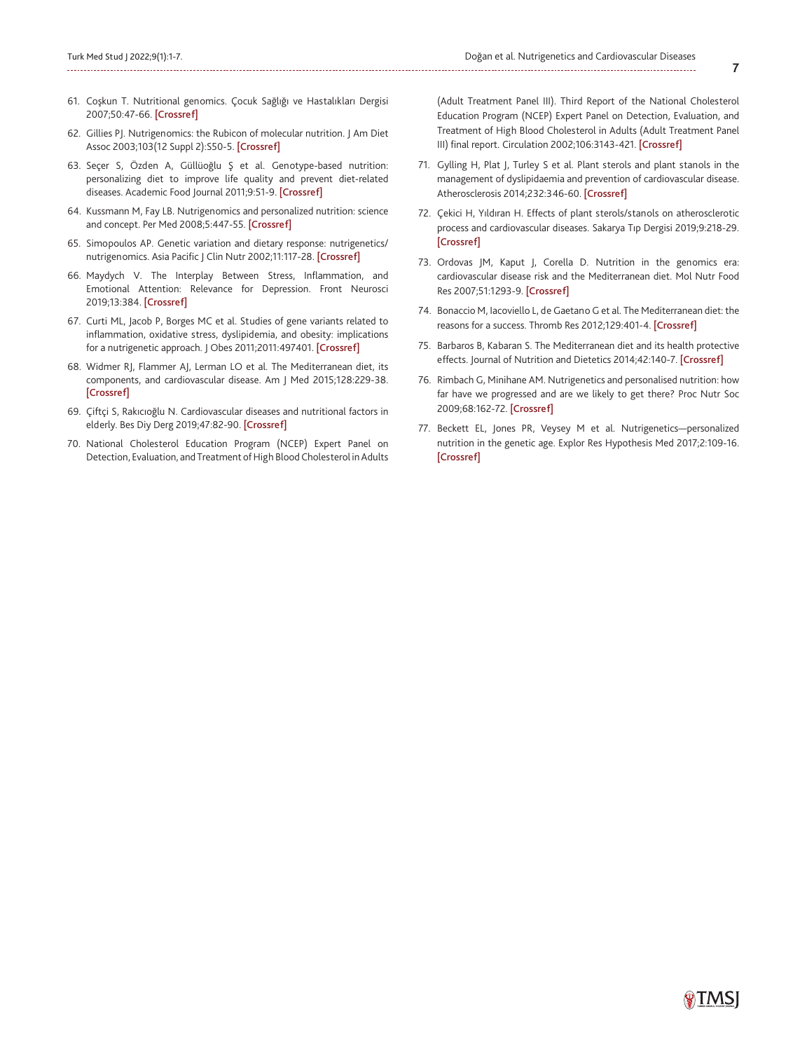61. Coşkun T. Nutritional genomics. Çocuk Sağlığı ve Hastalıkları Dergisi 2007;50:47-66. [Crossref]
62. Gillies PJ. Nutrigenomics: the Rubicon of molecular nutrition. J Am Diet Assoc 2003;103(12 Suppl 2):S50-5. [Crossref]
63. Seçer S, Özden A, Güllüoğlu Ş et al. Genotype-based nutrition: personalizing diet to improve life quality and prevent diet-related diseases. Academic Food Journal 2011;9:51-9. [Crossref]
64. Kussmann M, Fay LB. Nutrigenomics and personalized nutrition: science and concept. Per Med 2008;5:447-55. [Crossref]
65. Simopoulos AP. Genetic variation and dietary response: nutrigenetics/nutrigenomics. Asia Pacific J Clin Nutr 2002;11:117-28. [Crossref]
66. Maydych V. The Interplay Between Stress, Inflammation, and Emotional Attention: Relevance for Depression. Front Neurosci 2019;13:384. [Crossref]
67. Curti ML, Jacob P, Borges MC et al. Studies of gene variants related to inflammation, oxidative stress, dyslipidemia, and obesity: implications for a nutrigenetic approach. J Obes 2011;2011:497401. [Crossref]
68. Widmer RJ, Flammer AJ, Lerman LO et al. The Mediterranean diet, its components, and cardiovascular disease. Am J Med 2015;128:229-38. [Crossref]
69. Çiftçi S, Rakıcıoğlu N. Cardiovascular diseases and nutritional factors in elderly. Bes Diy Derg 2019;47:82-90. [Crossref]
70. National Cholesterol Education Program (NCEP) Expert Panel on Detection, Evaluation, and Treatment of High Blood Cholesterol in Adults (Adult Treatment Panel III). Third Report of the National Cholesterol Education Program (NCEP) Expert Panel on Detection, Evaluation, and Treatment of High Blood Cholesterol in Adults (Adult Treatment Panel III) final report. Circulation 2002;106:3143-421. [Crossref]
71. Gylling H, Plat J, Turley S et al. Plant sterols and plant stanols in the management of dyslipidaemia and prevention of cardiovascular disease. Atherosclerosis 2014;232:346-60. [Crossref]
72. Çekici H, Yıldıran H. Effects of plant sterols/stanols on atherosclerotic process and cardiovascular diseases. Sakarya Tıp Dergisi 2019;9:218-29. [Crossref]
73. Ordovas JM, Kaput J, Corella D. Nutrition in the genomics era: cardiovascular disease risk and the Mediterranean diet. Mol Nutr Food Res 2007;51:1293-9. [Crossref]
74. Bonaccio M, Iacoviello L, de Gaetano G et al. The Mediterranean diet: the reasons for a success. Thromb Res 2012;129:401-4. [Crossref]
75. Barbaros B, Kabaran S. The Mediterranean diet and its health protective effects. Journal of Nutrition and Dietetics 2014;42:140-7. [Crossref]
76. Rimbach G, Minihane AM. Nutrigenetics and personalised nutrition: how far have we progressed and are we likely to get there? Proc Nutr Soc 2009;68:162-72. [Crossref]
77. Beckett EL, Jones PR, Veysey M et al. Nutrigenetics—personalized nutrition in the genetic age. Explor Res Hypothesis Med 2017;2:109-16. [Crossref]